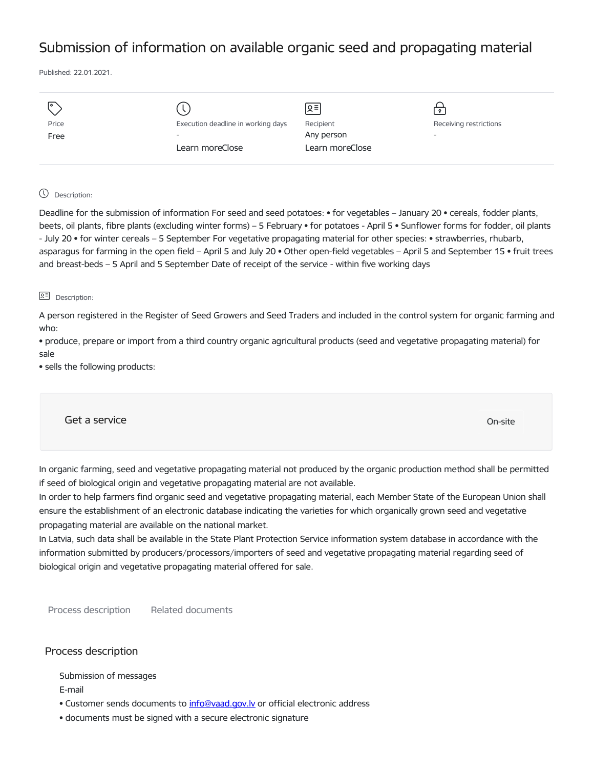# Submission of information on available organic seed and propagating material

Published: 22.01.2021.

| Price | Execution deadline in working days | Recipient | Receiving restrictions |
| --- | --- | --- | --- |
| Free | - | Any person | - |
| | Learn moreClose | Learn moreClose | |

Description:

Deadline for the submission of information For seed and seed potatoes: • for vegetables – January 20 • cereals, fodder plants, beets, oil plants, fibre plants (excluding winter forms) – 5 February • for potatoes - April 5 • Sunflower forms for fodder, oil plants - July 20 • for winter cereals – 5 September For vegetative propagating material for other species: • strawberries, rhubarb, asparagus for farming in the open field – April 5 and July 20 • Other open-field vegetables – April 5 and September 15 • fruit trees and breast-beds – 5 April and 5 September Date of receipt of the service - within five working days

Description:

A person registered in the Register of Seed Growers and Seed Traders and included in the control system for organic farming and who:

• produce, prepare or import from a third country organic agricultural products (seed and vegetative propagating material) for sale

• sells the following products:

Get a service

On-site

In organic farming, seed and vegetative propagating material not produced by the organic production method shall be permitted if seed of biological origin and vegetative propagating material are not available.

In order to help farmers find organic seed and vegetative propagating material, each Member State of the European Union shall ensure the establishment of an electronic database indicating the varieties for which organically grown seed and vegetative propagating material are available on the national market.

In Latvia, such data shall be available in the State Plant Protection Service information system database in accordance with the information submitted by producers/processors/importers of seed and vegetative propagating material regarding seed of biological origin and vegetative propagating material offered for sale.

Process description Related documents

## Process description

Submission of messages

E-mail

• Customer sends documents to info@vaad.gov.lv or official electronic address

• documents must be signed with a secure electronic signature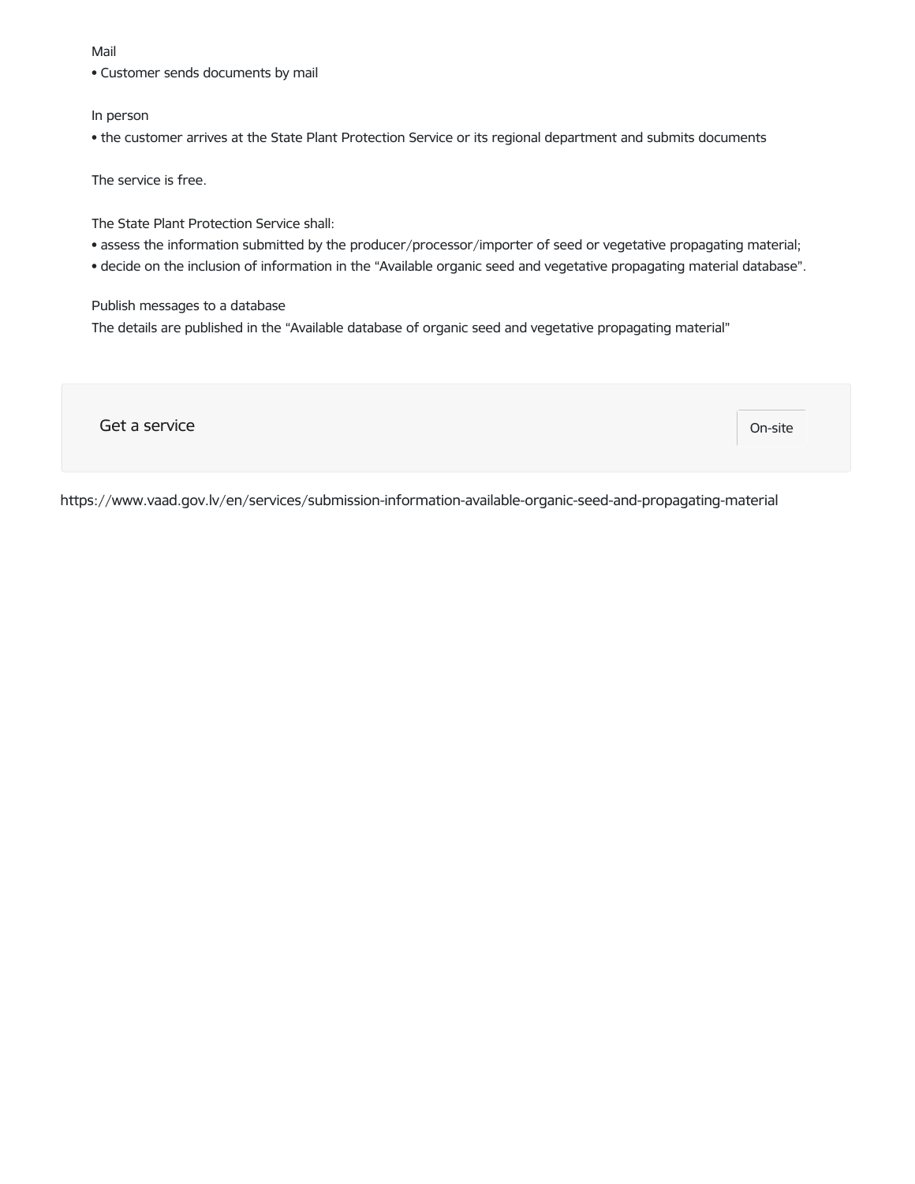Mail

- Customer sends documents by mail

In person

- the customer arrives at the State Plant Protection Service or its regional department and submits documents

The service is free.

The State Plant Protection Service shall:

- assess the information submitted by the producer/processor/importer of seed or vegetative propagating material;
- decide on the inclusion of information in the "Available organic seed and vegetative propagating material database".

Publish messages to a database

The details are published in the "Available database of organic seed and vegetative propagating material"

Get a service

On-site

https://www.vaad.gov.lv/en/services/submission-information-available-organic-seed-and-propagating-material